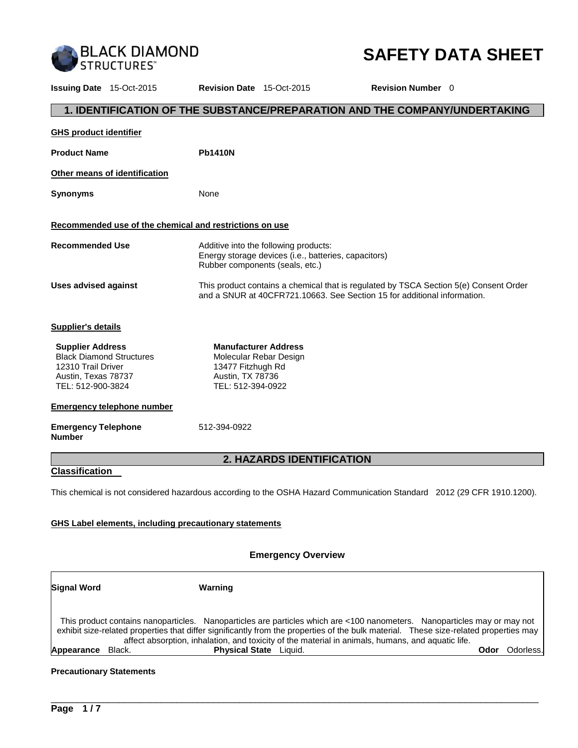BLACK DIAMOND STRUCTURES™

# SAFETY DATA SHEET

**Issuing Date** 15-Oct-2015 **Revision Date** 15-Oct-2015 **Revision Number** 0

## 1. IDENTIFICATION OF THE SUBSTANCE/PREPARATION AND THE COMPANY/UNDERTAKING

**GHS product identifier**

**Product Name** **Pb1410N**

**Other means of identification**

**Synonyms** None

**Recommended use of the chemical and restrictions on use**

**Recommended Use** Additive into the following products:
Energy storage devices (i.e., batteries, capacitors)
Rubber components (seals, etc.)

**Uses advised against** This product contains a chemical that is regulated by TSCA Section 5(e) Consent Order and a SNUR at 40CFR721.10663. See Section 15 for additional information.

**Supplier's details**

| **Supplier Address** | **Manufacturer Address** |
|---|---|
| Black Diamond Structures | Molecular Rebar Design |
| 12310 Trail Driver | 13477 Fitzhugh Rd |
| Austin, Texas 78737 | Austin, TX 78736 |
| TEL: 512-900-3824 | TEL: 512-394-0922 |

**Emergency telephone number**

**Emergency Telephone Number** 512-394-0922

## 2. HAZARDS IDENTIFICATION

**Classification**

This chemical is not considered hazardous according to the OSHA Hazard Communication Standard 2012 (29 CFR 1910.1200).

**GHS Label elements, including precautionary statements**

**Emergency Overview**

**Signal Word** **Warning**

This product contains nanoparticles. Nanoparticles are particles which are <100 nanometers. Nanoparticles may or may not exhibit size-related properties that differ significantly from the properties of the bulk material. These size-related properties may affect absorption, inhalation, and toxicity of the material in animals, humans, and aquatic life.

**Appearance** Black. **Physical State** Liquid. **Odor** Odorless.

**Precautionary Statements**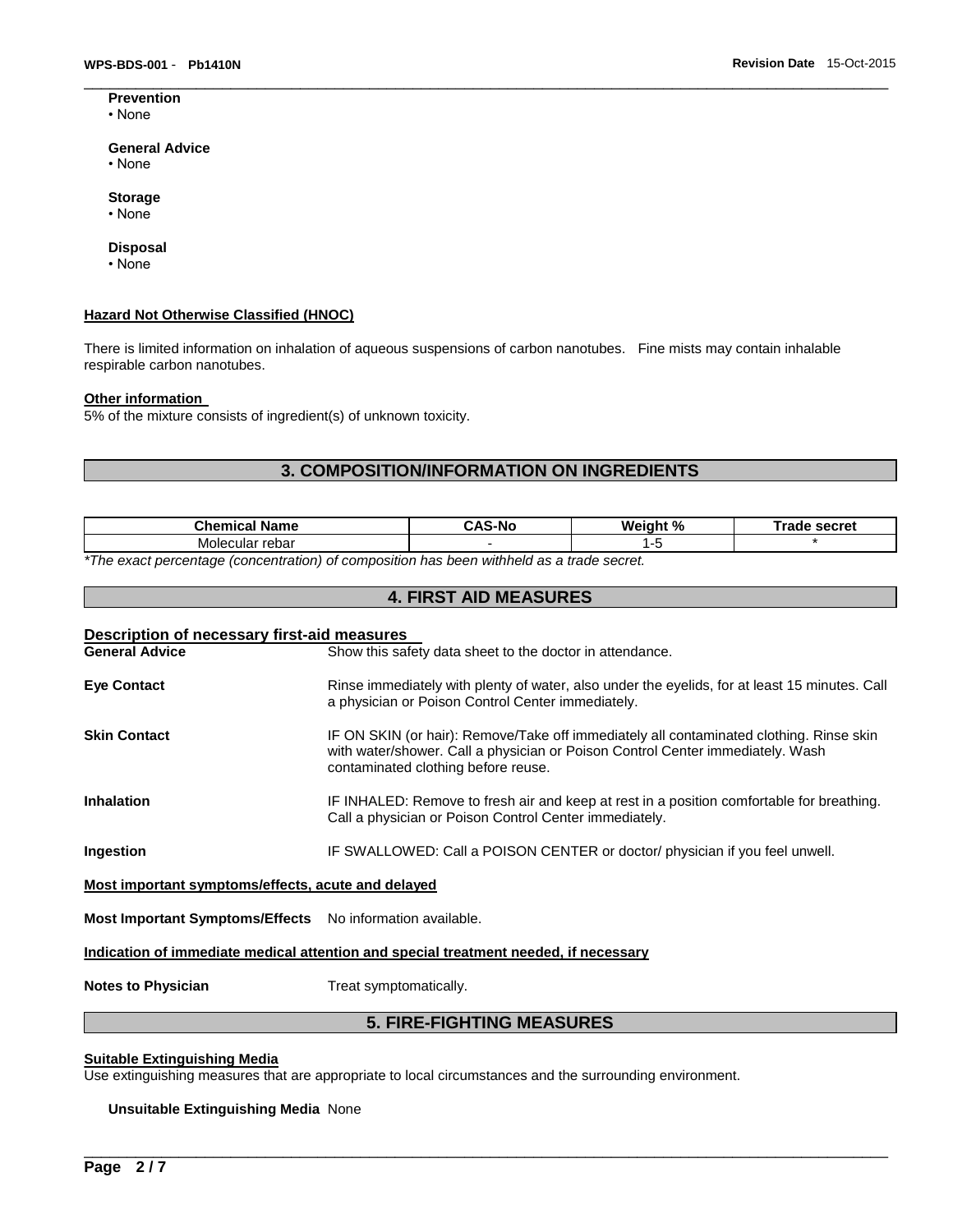**Prevention**

• None

**General Advice**

• None

**Storage**

• None

**Disposal**

• None

**Hazard Not Otherwise Classified (HNOC)**

There is limited information on inhalation of aqueous suspensions of carbon nanotubes. Fine mists may contain inhalable respirable carbon nanotubes.

**Other information**

5% of the mixture consists of ingredient(s) of unknown toxicity.

## 3. COMPOSITION/INFORMATION ON INGREDIENTS

| Chemical Name | CAS-No | Weight % | Trade secret |
|---|---|---|---|
| Molecular rebar | - | 1-5 | * |

*\*The exact percentage (concentration) of composition has been withheld as a trade secret.*

## 4. FIRST AID MEASURES

**Description of necessary first-aid measures**

**General Advice** Show this safety data sheet to the doctor in attendance.

**Eye Contact** Rinse immediately with plenty of water, also under the eyelids, for at least 15 minutes. Call a physician or Poison Control Center immediately.

**Skin Contact** IF ON SKIN (or hair): Remove/Take off immediately all contaminated clothing. Rinse skin with water/shower. Call a physician or Poison Control Center immediately. Wash contaminated clothing before reuse.

**Inhalation** IF INHALED: Remove to fresh air and keep at rest in a position comfortable for breathing. Call a physician or Poison Control Center immediately.

**Ingestion** IF SWALLOWED: Call a POISON CENTER or doctor/ physician if you feel unwell.

**Most important symptoms/effects, acute and delayed**

**Most Important Symptoms/Effects** No information available.

**Indication of immediate medical attention and special treatment needed, if necessary**

**Notes to Physician** Treat symptomatically.

## 5. FIRE-FIGHTING MEASURES

**Suitable Extinguishing Media**

Use extinguishing measures that are appropriate to local circumstances and the surrounding environment.

**Unsuitable Extinguishing Media** None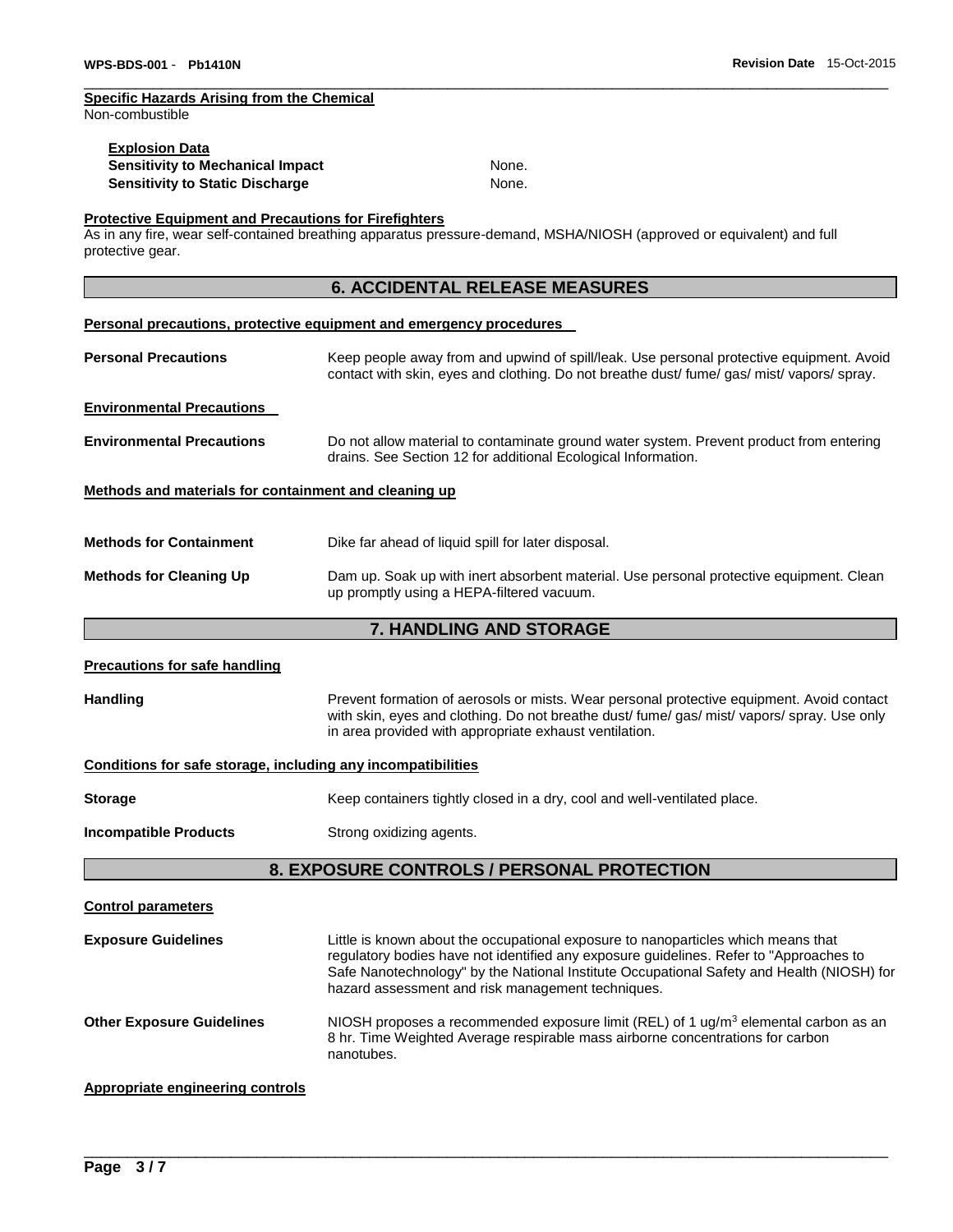**Specific Hazards Arising from the Chemical**

Non-combustible

**Explosion Data**

| | |
|---|---|
| **Sensitivity to Mechanical Impact** | None. |
| **Sensitivity to Static Discharge** | None. |

**Protective Equipment and Precautions for Firefighters**

As in any fire, wear self-contained breathing apparatus pressure-demand, MSHA/NIOSH (approved or equivalent) and full protective gear.

## 6. ACCIDENTAL RELEASE MEASURES

**Personal precautions, protective equipment and emergency procedures**

**Personal Precautions** — Keep people away from and upwind of spill/leak. Use personal protective equipment. Avoid contact with skin, eyes and clothing. Do not breathe dust/ fume/ gas/ mist/ vapors/ spray.

**Environmental Precautions**

**Environmental Precautions** — Do not allow material to contaminate ground water system. Prevent product from entering drains. See Section 12 for additional Ecological Information.

**Methods and materials for containment and cleaning up**

**Methods for Containment** — Dike far ahead of liquid spill for later disposal.

**Methods for Cleaning Up** — Dam up. Soak up with inert absorbent material. Use personal protective equipment. Clean up promptly using a HEPA-filtered vacuum.

## 7. HANDLING AND STORAGE

**Precautions for safe handling**

**Handling** — Prevent formation of aerosols or mists. Wear personal protective equipment. Avoid contact with skin, eyes and clothing. Do not breathe dust/ fume/ gas/ mist/ vapors/ spray. Use only in area provided with appropriate exhaust ventilation.

**Conditions for safe storage, including any incompatibilities**

**Storage** — Keep containers tightly closed in a dry, cool and well-ventilated place.

**Incompatible Products** — Strong oxidizing agents.

## 8. EXPOSURE CONTROLS / PERSONAL PROTECTION

**Control parameters**

**Exposure Guidelines** — Little is known about the occupational exposure to nanoparticles which means that regulatory bodies have not identified any exposure guidelines. Refer to "Approaches to Safe Nanotechnology" by the National Institute Occupational Safety and Health (NIOSH) for hazard assessment and risk management techniques.

**Other Exposure Guidelines** — NIOSH proposes a recommended exposure limit (REL) of 1 ug/m$^3$ elemental carbon as an 8 hr. Time Weighted Average respirable mass airborne concentrations for carbon nanotubes.

**Appropriate engineering controls**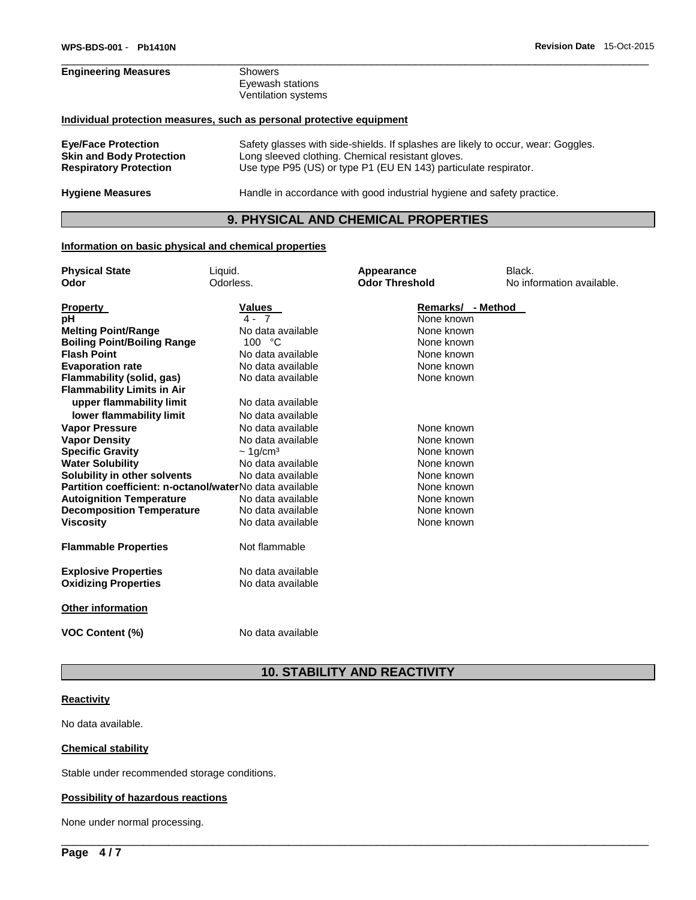| | |
|---|---|
| **Engineering Measures** | Showers<br>Eyewash stations<br>Ventilation systems |

**Individual protection measures, such as personal protective equipment**

| | |
|---|---|
| **Eye/Face Protection** | Safety glasses with side-shields. If splashes are likely to occur, wear: Goggles. |
| **Skin and Body Protection** | Long sleeved clothing. Chemical resistant gloves. |
| **Respiratory Protection** | Use type P95 (US) or type P1 (EU EN 143) particulate respirator. |
| **Hygiene Measures** | Handle in accordance with good industrial hygiene and safety practice. |

## 9. PHYSICAL AND CHEMICAL PROPERTIES

**Information on basic physical and chemical properties**

| | | | |
|---|---|---|---|
| **Physical State** | Liquid. | **Appearance** | Black. |
| **Odor** | Odorless. | **Odor Threshold** | No information available. |

| **Property** | **Values** | **Remarks/ - Method** |
|---|---|---|
| **pH** | 4 - 7 | None known |
| **Melting Point/Range** | No data available | None known |
| **Boiling Point/Boiling Range** | 100 °C | None known |
| **Flash Point** | No data available | None known |
| **Evaporation rate** | No data available | None known |
| **Flammability (solid, gas)** | No data available | None known |
| **Flammability Limits in Air** | | |
| **upper flammability limit** | No data available | |
| **lower flammability limit** | No data available | |
| **Vapor Pressure** | No data available | None known |
| **Vapor Density** | No data available | None known |
| **Specific Gravity** | ~ 1g/cm³ | None known |
| **Water Solubility** | No data available | None known |
| **Solubility in other solvents** | No data available | None known |
| **Partition coefficient: n-octanol/water** | No data available | None known |
| **Autoignition Temperature** | No data available | None known |
| **Decomposition Temperature** | No data available | None known |
| **Viscosity** | No data available | None known |
| **Flammable Properties** | Not flammable | |
| **Explosive Properties** | No data available | |
| **Oxidizing Properties** | No data available | |

**Other information**

| | |
|---|---|
| **VOC Content (%)** | No data available |

## 10. STABILITY AND REACTIVITY

**Reactivity**

No data available.

**Chemical stability**

Stable under recommended storage conditions.

**Possibility of hazardous reactions**

None under normal processing.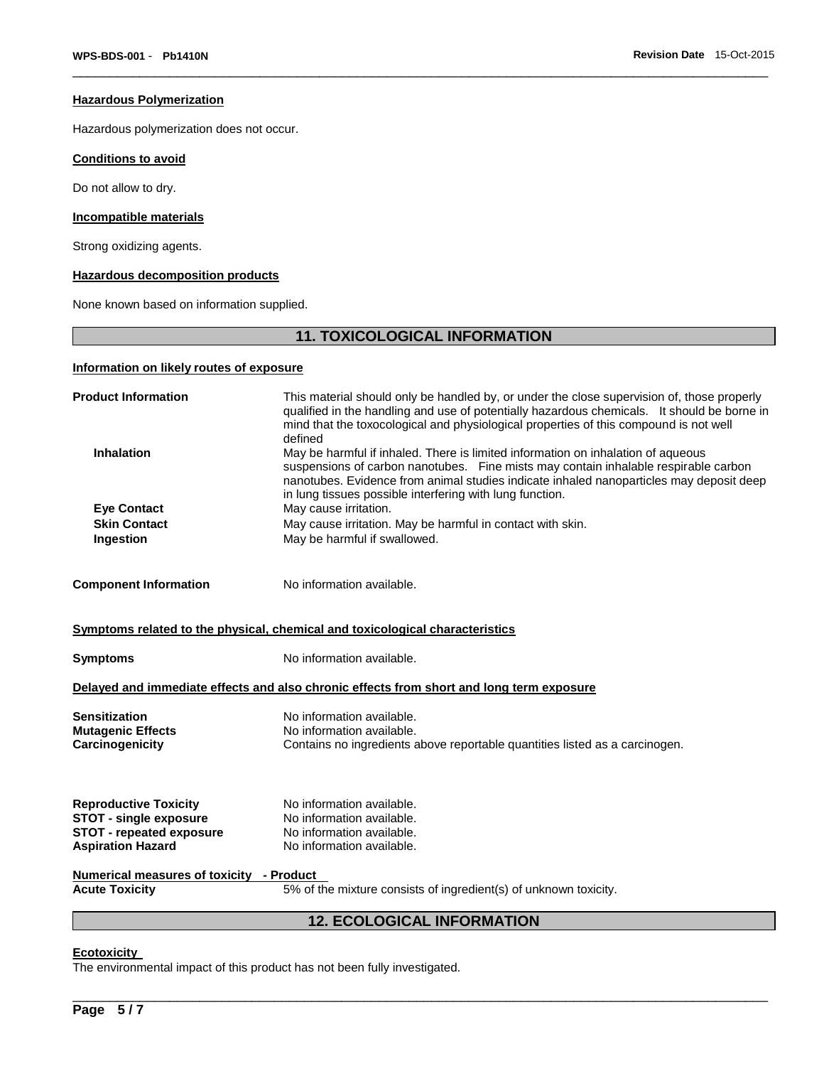#### Hazardous Polymerization

Hazardous polymerization does not occur.

#### Conditions to avoid

Do not allow to dry.

#### Incompatible materials

Strong oxidizing agents.

#### Hazardous decomposition products

None known based on information supplied.

## 11. TOXICOLOGICAL INFORMATION

#### Information on likely routes of exposure

**Product Information** — This material should only be handled by, or under the close supervision of, those properly qualified in the handling and use of potentially hazardous chemicals. It should be borne in mind that the toxocological and physiological properties of this compound is not well defined

**Inhalation** — May be harmful if inhaled. There is limited information on inhalation of aqueous suspensions of carbon nanotubes. Fine mists may contain inhalable respirable carbon nanotubes. Evidence from animal studies indicate inhaled nanoparticles may deposit deep in lung tissues possible interfering with lung function.

**Eye Contact** — May cause irritation.

**Skin Contact** — May cause irritation. May be harmful in contact with skin.

**Ingestion** — May be harmful if swallowed.

**Component Information** — No information available.

#### Symptoms related to the physical, chemical and toxicological characteristics

**Symptoms** — No information available.

#### Delayed and immediate effects and also chronic effects from short and long term exposure

**Sensitization** — No information available.

**Mutagenic Effects** — No information available.

**Carcinogenicity** — Contains no ingredients above reportable quantities listed as a carcinogen.

**Reproductive Toxicity** — No information available.

**STOT - single exposure** — No information available.

**STOT - repeated exposure** — No information available.

**Aspiration Hazard** — No information available.

#### Numerical measures of toxicity - Product

**Acute Toxicity** — 5% of the mixture consists of ingredient(s) of unknown toxicity.

## 12. ECOLOGICAL INFORMATION

#### Ecotoxicity

The environmental impact of this product has not been fully investigated.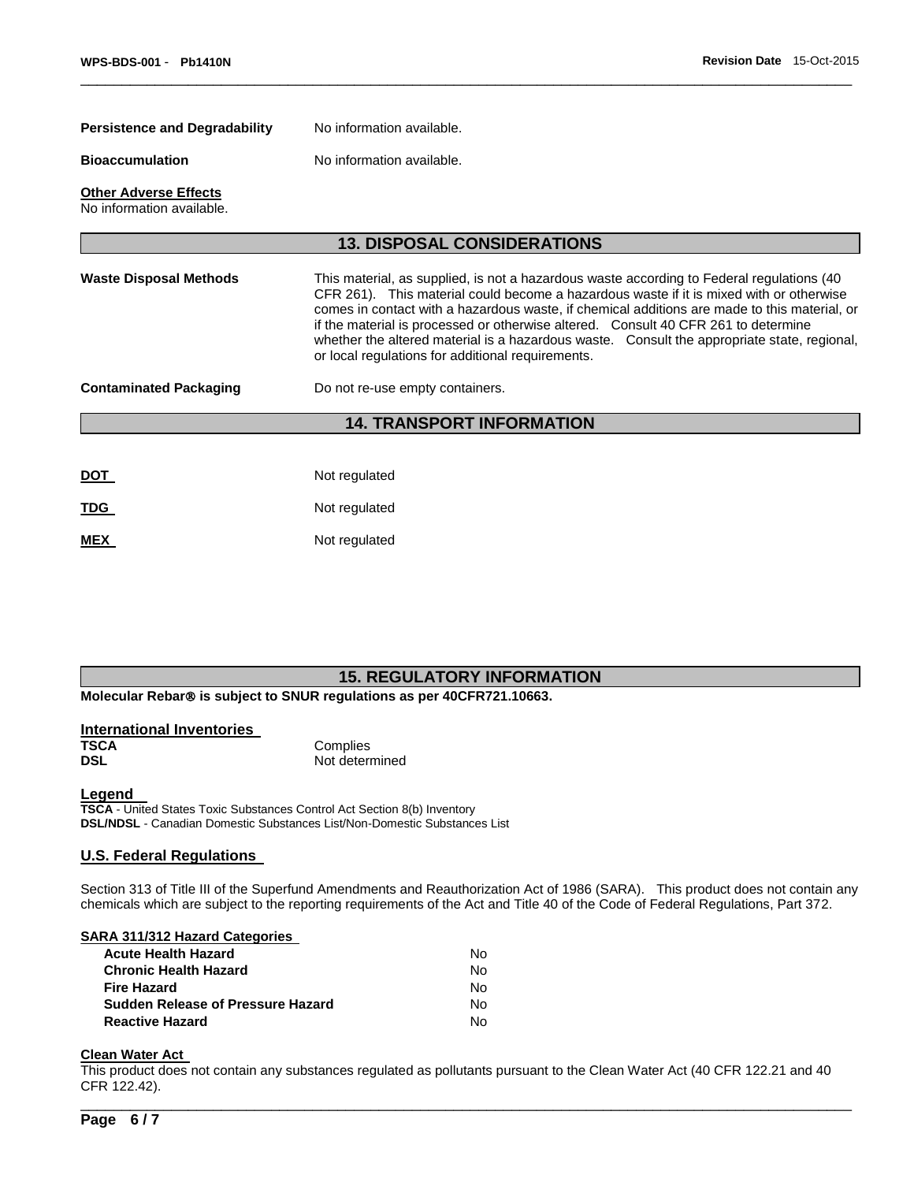**Persistence and Degradability** No information available.

**Bioaccumulation** No information available.

**Other Adverse Effects**
No information available.

## 13. DISPOSAL CONSIDERATIONS

**Waste Disposal Methods** This material, as supplied, is not a hazardous waste according to Federal regulations (40 CFR 261). This material could become a hazardous waste if it is mixed with or otherwise comes in contact with a hazardous waste, if chemical additions are made to this material, or if the material is processed or otherwise altered. Consult 40 CFR 261 to determine whether the altered material is a hazardous waste. Consult the appropriate state, regional, or local regulations for additional requirements.

**Contaminated Packaging** Do not re-use empty containers.

## 14. TRANSPORT INFORMATION

**DOT** Not regulated

**TDG** Not regulated

**MEX** Not regulated

## 15. REGULATORY INFORMATION

**Molecular Rebar® is subject to SNUR regulations as per 40CFR721.10663.**

### International Inventories

| | |
|---|---|
| **TSCA** | Complies |
| **DSL** | Not determined |

**Legend**
**TSCA** - United States Toxic Substances Control Act Section 8(b) Inventory
**DSL/NDSL** - Canadian Domestic Substances List/Non-Domestic Substances List

### U.S. Federal Regulations

Section 313 of Title III of the Superfund Amendments and Reauthorization Act of 1986 (SARA). This product does not contain any chemicals which are subject to the reporting requirements of the Act and Title 40 of the Code of Federal Regulations, Part 372.

**SARA 311/312 Hazard Categories**

| | |
|---|---|
| **Acute Health Hazard** | No |
| **Chronic Health Hazard** | No |
| **Fire Hazard** | No |
| **Sudden Release of Pressure Hazard** | No |
| **Reactive Hazard** | No |

**Clean Water Act**
This product does not contain any substances regulated as pollutants pursuant to the Clean Water Act (40 CFR 122.21 and 40 CFR 122.42).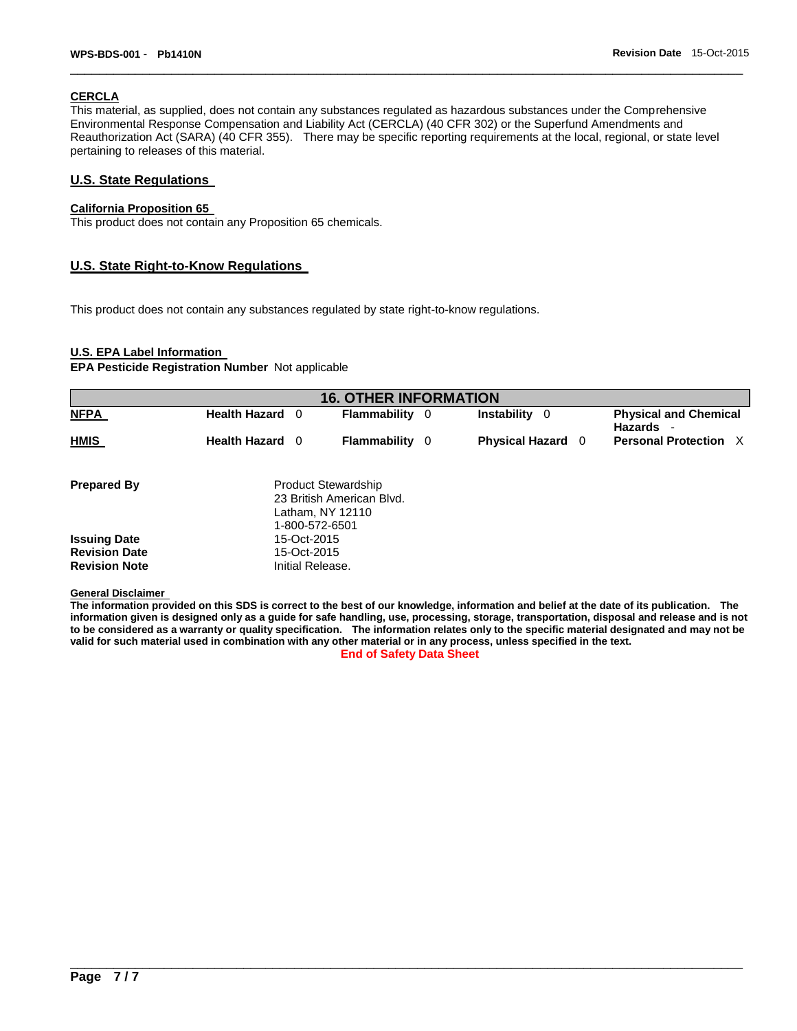**CERCLA**

This material, as supplied, does not contain any substances regulated as hazardous substances under the Comprehensive Environmental Response Compensation and Liability Act (CERCLA) (40 CFR 302) or the Superfund Amendments and Reauthorization Act (SARA) (40 CFR 355). There may be specific reporting requirements at the local, regional, or state level pertaining to releases of this material.

## U.S. State Regulations

**California Proposition 65**

This product does not contain any Proposition 65 chemicals.

## U.S. State Right-to-Know Regulations

This product does not contain any substances regulated by state right-to-know regulations.

**U.S. EPA Label Information**

**EPA Pesticide Registration Number** Not applicable

## 16. OTHER INFORMATION

| | | | | |
|---|---|---|---|---|
| **NFPA** | **Health Hazard** 0 | **Flammability** 0 | **Instability** 0 | **Physical and Chemical Hazards** - |
| **HMIS** | **Health Hazard** 0 | **Flammability** 0 | **Physical Hazard** 0 | **Personal Protection** X |

**Prepared By** Product Stewardship
23 British American Blvd.
Latham, NY 12110
1-800-572-6501

**Issuing Date** 15-Oct-2015

**Revision Date** 15-Oct-2015

**Revision Note** Initial Release.

**General Disclaimer**

**The information provided on this SDS is correct to the best of our knowledge, information and belief at the date of its publication. The information given is designed only as a guide for safe handling, use, processing, storage, transportation, disposal and release and is not to be considered as a warranty or quality specification. The information relates only to the specific material designated and may not be valid for such material used in combination with any other material or in any process, unless specified in the text.**

**End of Safety Data Sheet**